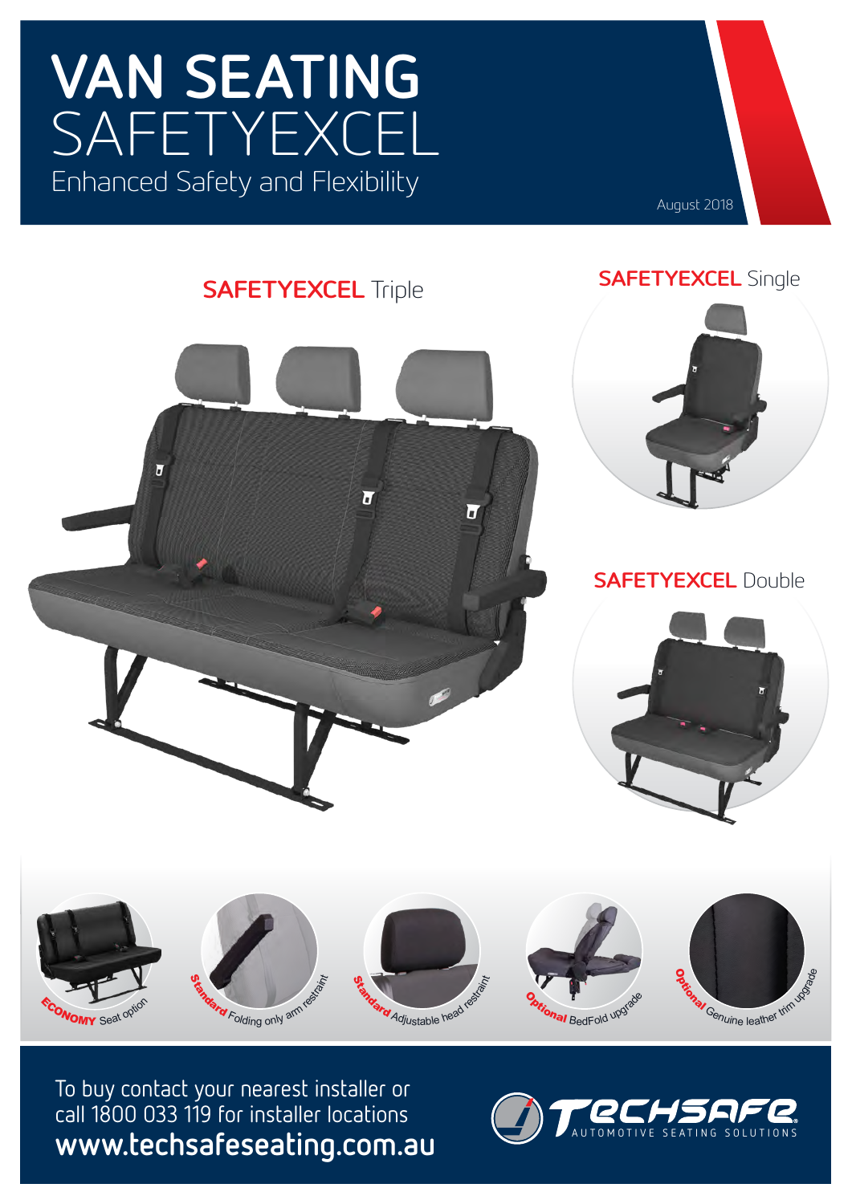# VAN SEATING SAFETYEXCEL

Enhanced Safety and Flexibility

August 2018

## SAFETYEXCEL Triple

## SAFETYEXCEL Single

## SAFETYEXCEL Double

**ECONOMY** Seat option

**Standard** Folding only arm restraint

**Standard** Adjustable head restraint

**Optional** BedFold upgrade

**Optional** Genuine leather trim upgrade

To buy contact your nearest installer or call 1800 033 119 for installer locations

**www.techsafeseating.com.au**

TECHSAFE AUTOMOTIVE SEATING SOLUTIONS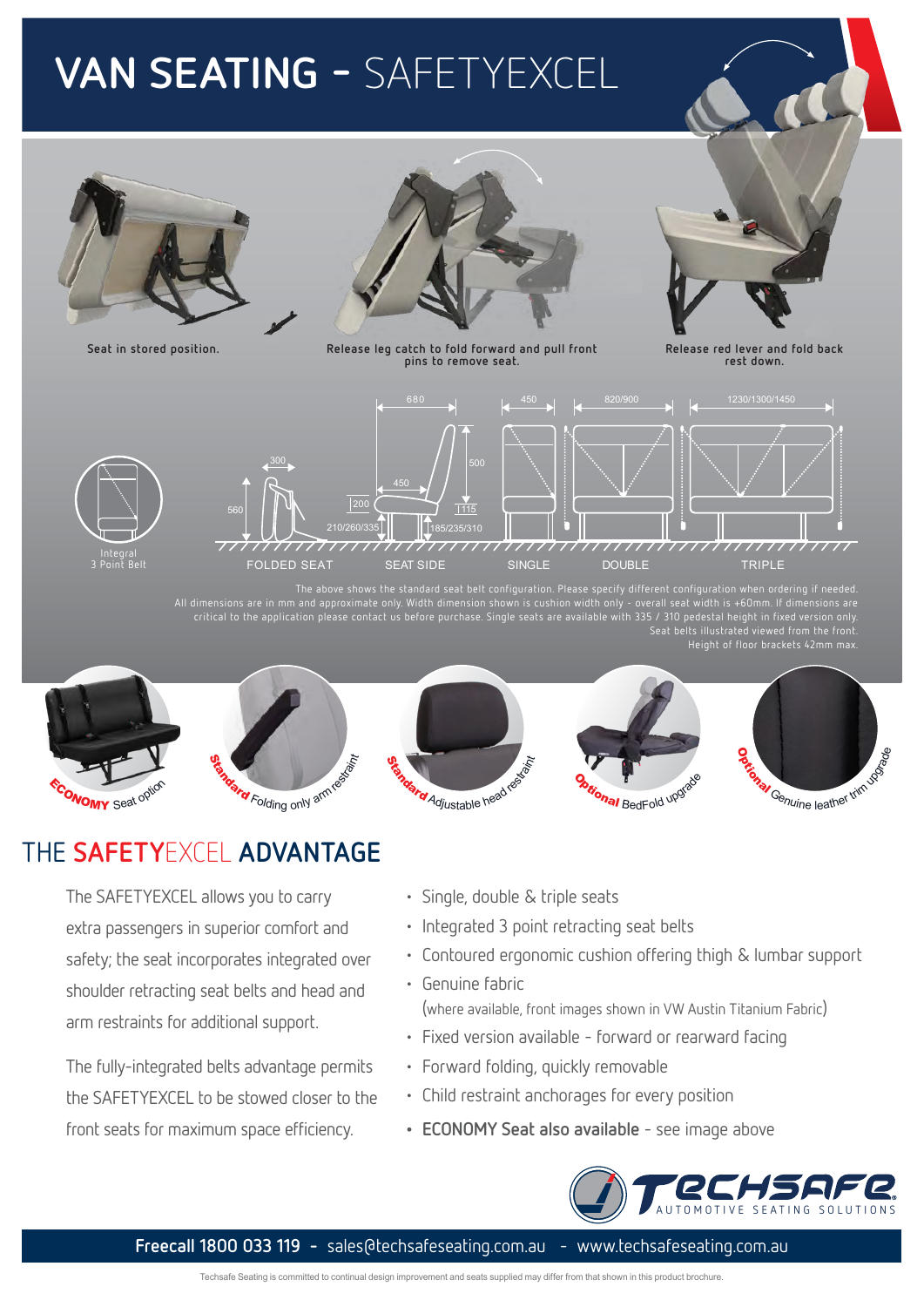# VAN SEATING - SAFETYEXCEL

Seat in stored position.

Release leg catch to fold forward and pull front pins to remove seat.

Release red lever and fold back rest down.

Integral
3 Point Belt

300
560
FOLDED SEAT

680
450
200
500
115
210/260/335
185/235/310
SEAT SIDE

450
SINGLE

820/900
DOUBLE

1230/1300/1450
TRIPLE

The above shows the standard seat belt configuration. Please specify different configuration when ordering if needed. All dimensions are in mm and approximate only. Width dimension shown is cushion width only - overall seat width is +60mm. If dimensions are critical to the application please contact us before purchase. Single seats are available with 335 / 310 pedestal height in fixed version only. Seat belts illustrated viewed from the front. Height of floor brackets 42mm max.

ECONOMY Seat option

Standard Folding only arm restraint

Standard Adjustable head restraint

Optional BedFold upgrade

Optional Genuine leather trim upgrade

## THE SAFETYEXCEL ADVANTAGE

The SAFETYEXCEL allows you to carry extra passengers in superior comfort and safety; the seat incorporates integrated over shoulder retracting seat belts and head and arm restraints for additional support.

The fully-integrated belts advantage permits the SAFETYEXCEL to be stowed closer to the front seats for maximum space efficiency.

- Single, double & triple seats
- Integrated 3 point retracting seat belts
- Contoured ergonomic cushion offering thigh & lumbar support
- Genuine fabric (where available, front images shown in VW Austin Titanium Fabric)
- Fixed version available - forward or rearward facing
- Forward folding, quickly removable
- Child restraint anchorages for every position
- **ECONOMY Seat also available** - see image above

TECHSAFE AUTOMOTIVE SEATING SOLUTIONS

**Freecall 1800 033 119** - sales@techsafeseating.com.au - www.techsafeseating.com.au

Techsafe Seating is committed to continual design improvement and seats supplied may differ from that shown in this product brochure.